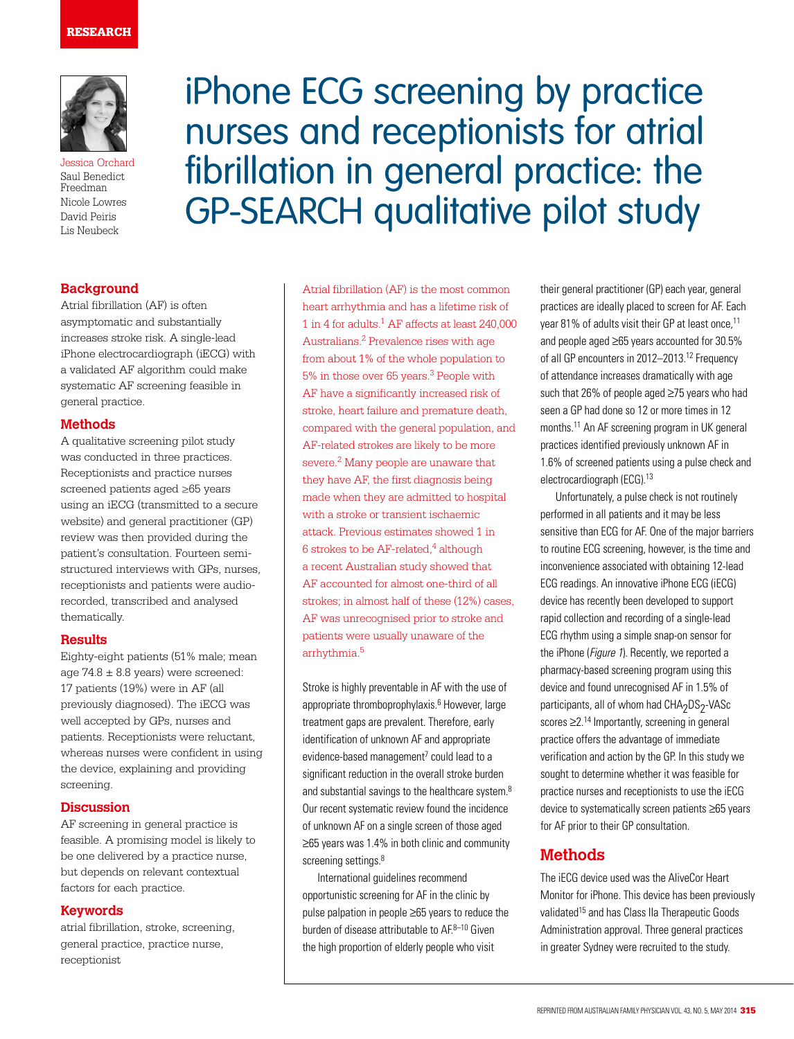RESEARCH

Jessica Orchard
Saul Benedict Freedman
Nicole Lowres
David Peiris
Lis Neubeck

# iPhone ECG screening by practice nurses and receptionists for atrial fibrillation in general practice: the GP-SEARCH qualitative pilot study

## Background

Atrial fibrillation (AF) is often asymptomatic and substantially increases stroke risk. A single-lead iPhone electrocardiograph (iECG) with a validated AF algorithm could make systematic AF screening feasible in general practice.

## Methods

A qualitative screening pilot study was conducted in three practices. Receptionists and practice nurses screened patients aged ≥65 years using an iECG (transmitted to a secure website) and general practitioner (GP) review was then provided during the patient's consultation. Fourteen semi-structured interviews with GPs, nurses, receptionists and patients were audio-recorded, transcribed and analysed thematically.

## Results

Eighty-eight patients (51% male; mean age 74.8 ± 8.8 years) were screened: 17 patients (19%) were in AF (all previously diagnosed). The iECG was well accepted by GPs, nurses and patients. Receptionists were reluctant, whereas nurses were confident in using the device, explaining and providing screening.

## Discussion

AF screening in general practice is feasible. A promising model is likely to be one delivered by a practice nurse, but depends on relevant contextual factors for each practice.

## Keywords

atrial fibrillation, stroke, screening, general practice, practice nurse, receptionist

Atrial fibrillation (AF) is the most common heart arrhythmia and has a lifetime risk of 1 in 4 for adults.[1] AF affects at least 240,000 Australians.[2] Prevalence rises with age from about 1% of the whole population to 5% in those over 65 years.[3] People with AF have a significantly increased risk of stroke, heart failure and premature death, compared with the general population, and AF-related strokes are likely to be more severe.[2] Many people are unaware that they have AF, the first diagnosis being made when they are admitted to hospital with a stroke or transient ischaemic attack. Previous estimates showed 1 in 6 strokes to be AF-related,[4] although a recent Australian study showed that AF accounted for almost one-third of all strokes; in almost half of these (12%) cases, AF was unrecognised prior to stroke and patients were usually unaware of the arrhythmia.[5]

Stroke is highly preventable in AF with the use of appropriate thromboprophylaxis.[6] However, large treatment gaps are prevalent. Therefore, early identification of unknown AF and appropriate evidence-based management[7] could lead to a significant reduction in the overall stroke burden and substantial savings to the healthcare system.[8] Our recent systematic review found the incidence of unknown AF on a single screen of those aged ≥65 years was 1.4% in both clinic and community screening settings.[8]

International guidelines recommend opportunistic screening for AF in the clinic by pulse palpation in people ≥65 years to reduce the burden of disease attributable to AF.[8–10] Given the high proportion of elderly people who visit their general practitioner (GP) each year, general practices are ideally placed to screen for AF. Each year 81% of adults visit their GP at least once,[11] and people aged ≥65 years accounted for 30.5% of all GP encounters in 2012–2013.[12] Frequency of attendance increases dramatically with age such that 26% of people aged ≥75 years who had seen a GP had done so 12 or more times in 12 months.[11] An AF screening program in UK general practices identified previously unknown AF in 1.6% of screened patients using a pulse check and electrocardiograph (ECG).[13]

Unfortunately, a pulse check is not routinely performed in all patients and it may be less sensitive than ECG for AF. One of the major barriers to routine ECG screening, however, is the time and inconvenience associated with obtaining 12-lead ECG readings. An innovative iPhone ECG (iECG) device has recently been developed to support rapid collection and recording of a single-lead ECG rhythm using a simple snap-on sensor for the iPhone (*Figure 1*). Recently, we reported a pharmacy-based screening program using this device and found unrecognised AF in 1.5% of participants, all of whom had $CHA_2DS_2$-VASc scores ≥2.[14] Importantly, screening in general practice offers the advantage of immediate verification and action by the GP. In this study we sought to determine whether it was feasible for practice nurses and receptionists to use the iECG device to systematically screen patients ≥65 years for AF prior to their GP consultation.

## Methods

The iECG device used was the AliveCor Heart Monitor for iPhone. This device has been previously validated[15] and has Class IIa Therapeutic Goods Administration approval. Three general practices in greater Sydney were recruited to the study.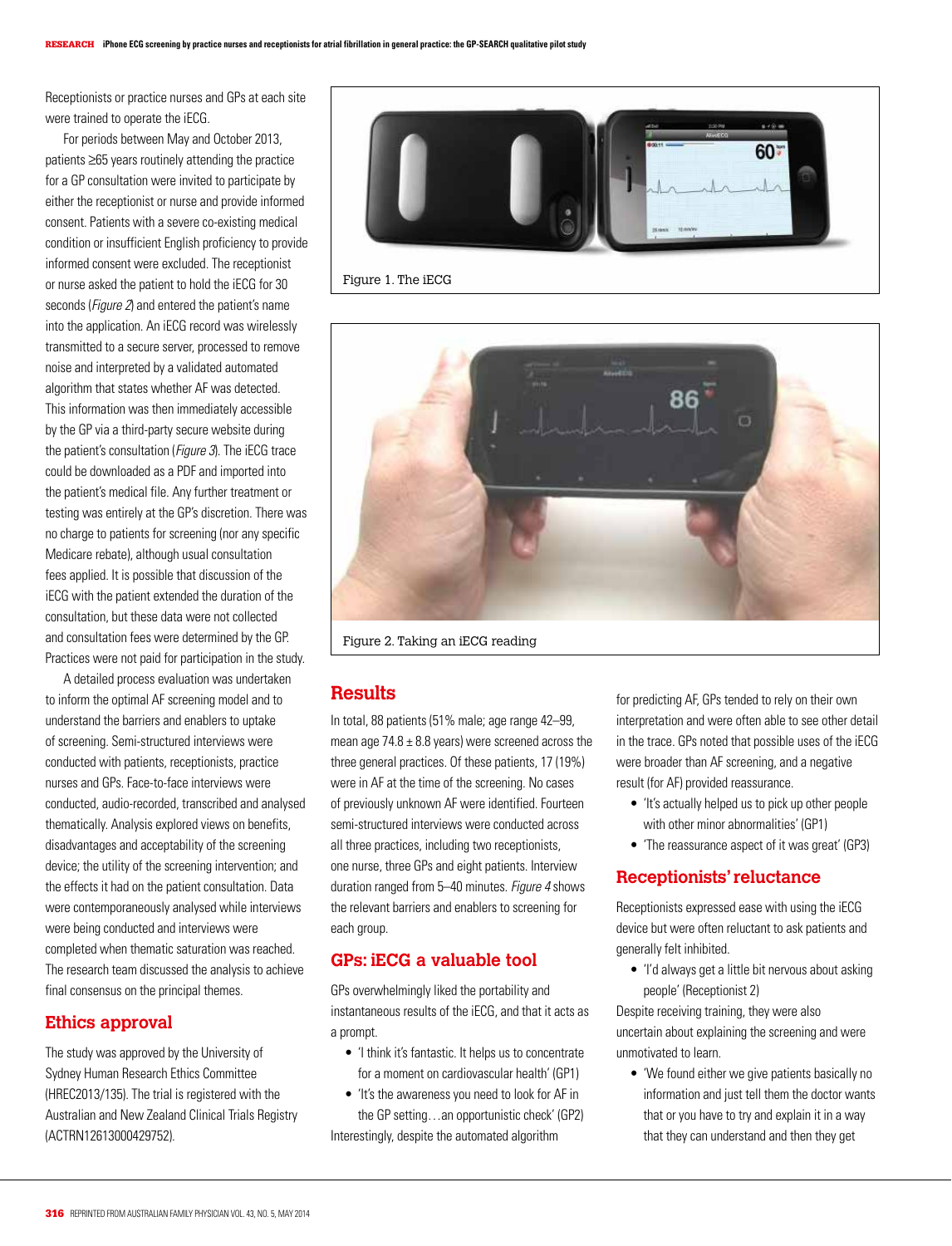Receptionists or practice nurses and GPs at each site were trained to operate the iECG.

For periods between May and October 2013, patients ≥65 years routinely attending the practice for a GP consultation were invited to participate by either the receptionist or nurse and provide informed consent. Patients with a severe co-existing medical condition or insufficient English proficiency to provide informed consent were excluded. The receptionist or nurse asked the patient to hold the iECG for 30 seconds (*Figure 2*) and entered the patient's name into the application. An iECG record was wirelessly transmitted to a secure server, processed to remove noise and interpreted by a validated automated algorithm that states whether AF was detected. This information was then immediately accessible by the GP via a third-party secure website during the patient's consultation (*Figure 3*). The iECG trace could be downloaded as a PDF and imported into the patient's medical file. Any further treatment or testing was entirely at the GP's discretion. There was no charge to patients for screening (nor any specific Medicare rebate), although usual consultation fees applied. It is possible that discussion of the iECG with the patient extended the duration of the consultation, but these data were not collected and consultation fees were determined by the GP. Practices were not paid for participation in the study.

A detailed process evaluation was undertaken to inform the optimal AF screening model and to understand the barriers and enablers to uptake of screening. Semi-structured interviews were conducted with patients, receptionists, practice nurses and GPs. Face-to-face interviews were conducted, audio-recorded, transcribed and analysed thematically. Analysis explored views on benefits, disadvantages and acceptability of the screening device; the utility of the screening intervention; and the effects it had on the patient consultation. Data were contemporaneously analysed while interviews were being conducted and interviews were completed when thematic saturation was reached. The research team discussed the analysis to achieve final consensus on the principal themes.

## Ethics approval

The study was approved by the University of Sydney Human Research Ethics Committee (HREC2013/135). The trial is registered with the Australian and New Zealand Clinical Trials Registry (ACTRN12613000429752).

Figure 1. The iECG

Figure 2. Taking an iECG reading

## Results

In total, 88 patients (51% male; age range 42–99, mean age 74.8 ± 8.8 years) were screened across the three general practices. Of these patients, 17 (19%) were in AF at the time of the screening. No cases of previously unknown AF were identified. Fourteen semi-structured interviews were conducted across all three practices, including two receptionists, one nurse, three GPs and eight patients. Interview duration ranged from 5–40 minutes. *Figure 4* shows the relevant barriers and enablers to screening for each group.

## GPs: iECG a valuable tool

GPs overwhelmingly liked the portability and instantaneous results of the iECG, and that it acts as a prompt.

- 'I think it's fantastic. It helps us to concentrate for a moment on cardiovascular health' (GP1)
- 'It's the awareness you need to look for AF in the GP setting…an opportunistic check' (GP2)

Interestingly, despite the automated algorithm for predicting AF, GPs tended to rely on their own interpretation and were often able to see other detail in the trace. GPs noted that possible uses of the iECG were broader than AF screening, and a negative result (for AF) provided reassurance.

- 'It's actually helped us to pick up other people with other minor abnormalities' (GP1)
- 'The reassurance aspect of it was great' (GP3)

## Receptionists' reluctance

Receptionists expressed ease with using the iECG device but were often reluctant to ask patients and generally felt inhibited.

- 'I'd always get a little bit nervous about asking people' (Receptionist 2)

Despite receiving training, they were also uncertain about explaining the screening and were unmotivated to learn.

- 'We found either we give patients basically no information and just tell them the doctor wants that or you have to try and explain it in a way that they can understand and then they get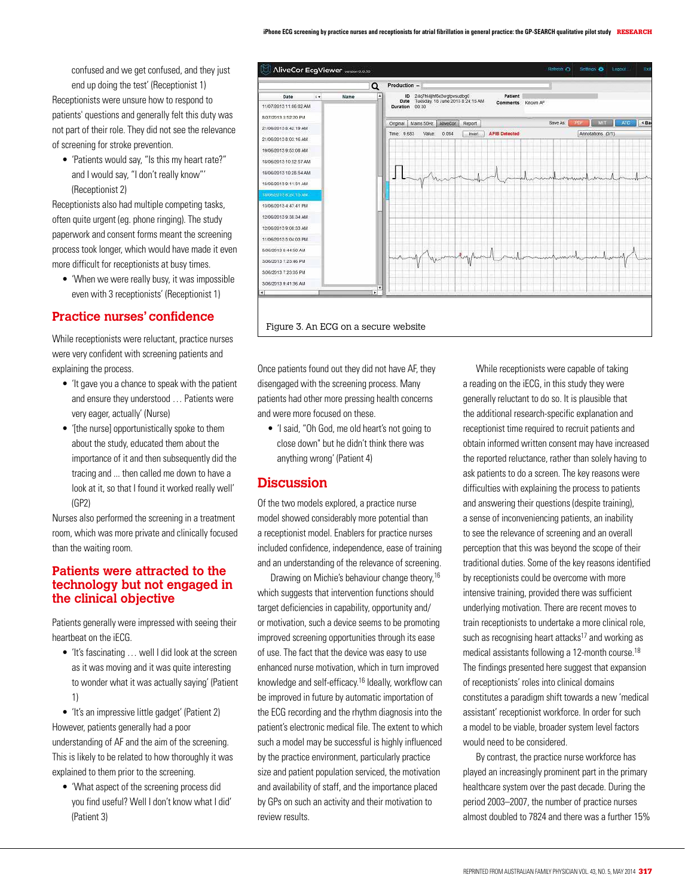confused and we get confused, and they just end up doing the test' (Receptionist 1)

Receptionists were unsure how to respond to patients' questions and generally felt this duty was not part of their role. They did not see the relevance of screening for stroke prevention.

- 'Patients would say, "Is this my heart rate?" and I would say, "I don't really know"' (Receptionist 2)

Receptionists also had multiple competing tasks, often quite urgent (eg. phone ringing). The study paperwork and consent forms meant the screening process took longer, which would have made it even more difficult for receptionists at busy times.

- 'When we were really busy, it was impossible even with 3 receptionists' (Receptionist 1)

## Practice nurses' confidence

While receptionists were reluctant, practice nurses were very confident with screening patients and explaining the process.

- 'It gave you a chance to speak with the patient and ensure they understood … Patients were very eager, actually' (Nurse)
- '[the nurse] opportunistically spoke to them about the study, educated them about the importance of it and then subsequently did the tracing and ... then called me down to have a look at it, so that I found it worked really well' (GP2)

Nurses also performed the screening in a treatment room, which was more private and clinically focused than the waiting room.

## Patients were attracted to the technology but not engaged in the clinical objective

Patients generally were impressed with seeing their heartbeat on the iECG.

- 'It's fascinating … well I did look at the screen as it was moving and it was quite interesting to wonder what it was actually saying' (Patient 1)
- 'It's an impressive little gadget' (Patient 2)

However, patients generally had a poor understanding of AF and the aim of the screening. This is likely to be related to how thoroughly it was explained to them prior to the screening.

- 'What aspect of the screening process did you find useful? Well I don't know what I did' (Patient 3)

Figure 3. An ECG on a secure website

Once patients found out they did not have AF, they disengaged with the screening process. Many patients had other more pressing health concerns and were more focused on these.

- 'I said, "Oh God, me old heart's not going to close down" but he didn't think there was anything wrong' (Patient 4)

## Discussion

Of the two models explored, a practice nurse model showed considerably more potential than a receptionist model. Enablers for practice nurses included confidence, independence, ease of training and an understanding of the relevance of screening.

Drawing on Michie's behaviour change theory,[16] which suggests that intervention functions should target deficiencies in capability, opportunity and/or motivation, such a device seems to be promoting improved screening opportunities through its ease of use. The fact that the device was easy to use enhanced nurse motivation, which in turn improved knowledge and self-efficacy.[16] Ideally, workflow can be improved in future by automatic importation of the ECG recording and the rhythm diagnosis into the patient's electronic medical file. The extent to which such a model may be successful is highly influenced by the practice environment, particularly practice size and patient population serviced, the motivation and availability of staff, and the importance placed by GPs on such an activity and their motivation to review results.

While receptionists were capable of taking a reading on the iECG, in this study they were generally reluctant to do so. It is plausible that the additional research-specific explanation and receptionist time required to recruit patients and obtain informed written consent may have increased the reported reluctance, rather than solely having to ask patients to do a screen. The key reasons were difficulties with explaining the process to patients and answering their questions (despite training), a sense of inconveniencing patients, an inability to see the relevance of screening and an overall perception that this was beyond the scope of their traditional duties. Some of the key reasons identified by receptionists could be overcome with more intensive training, provided there was sufficient underlying motivation. There are recent moves to train receptionists to undertake a more clinical role, such as recognising heart attacks[17] and working as medical assistants following a 12-month course.[18] The findings presented here suggest that expansion of receptionists' roles into clinical domains constitutes a paradigm shift towards a new 'medical assistant' receptionist workforce. In order for such a model to be viable, broader system level factors would need to be considered.

By contrast, the practice nurse workforce has played an increasingly prominent part in the primary healthcare system over the past decade. During the period 2003–2007, the number of practice nurses almost doubled to 7824 and there was a further 15%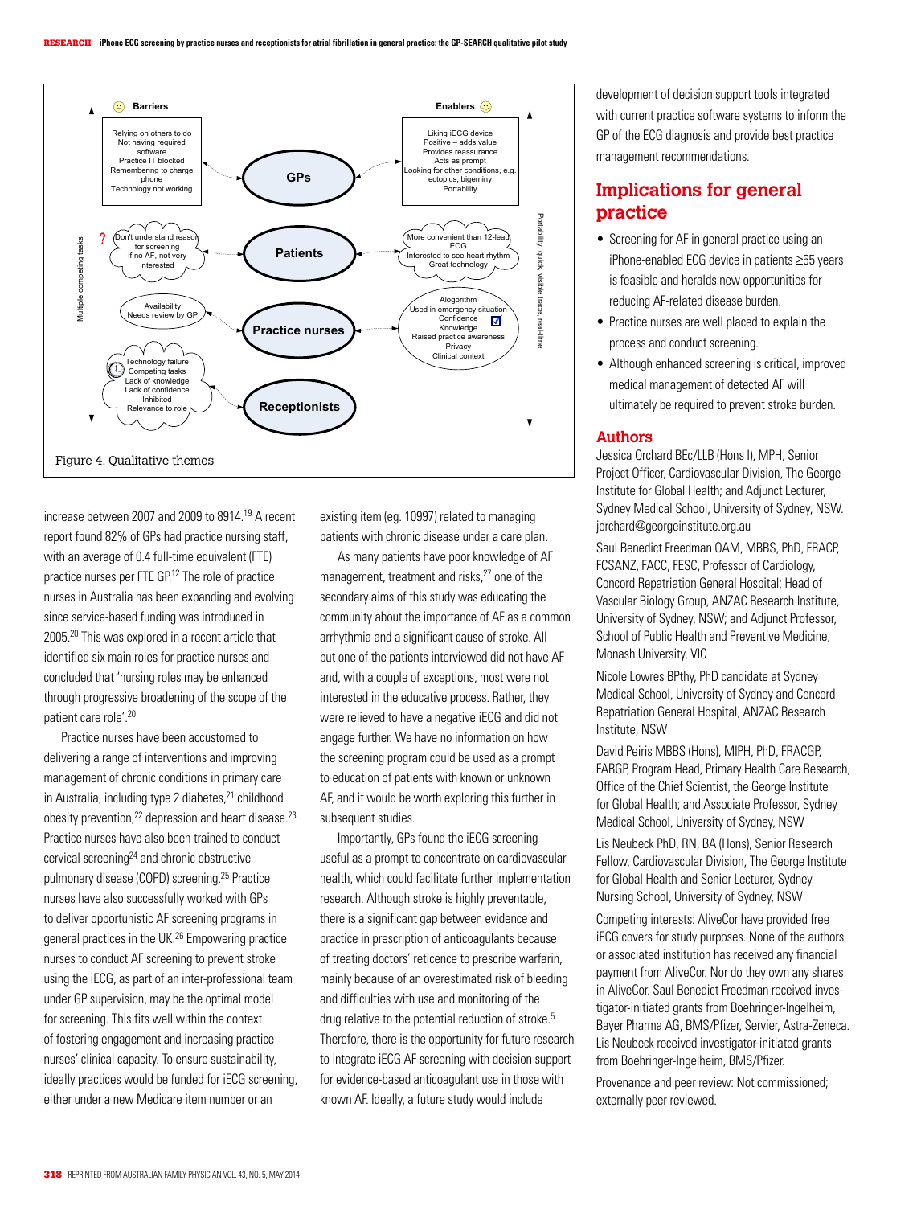Figure 4. Qualitative themes

increase between 2007 and 2009 to 8914.[19] A recent report found 82% of GPs had practice nursing staff, with an average of 0.4 full-time equivalent (FTE) practice nurses per FTE GP.[12] The role of practice nurses in Australia has been expanding and evolving since service-based funding was introduced in 2005.[20] This was explored in a recent article that identified six main roles for practice nurses and concluded that 'nursing roles may be enhanced through progressive broadening of the scope of the patient care role'.[20]

Practice nurses have been accustomed to delivering a range of interventions and improving management of chronic conditions in primary care in Australia, including type 2 diabetes,[21] childhood obesity prevention,[22] depression and heart disease.[23] Practice nurses have also been trained to conduct cervical screening[24] and chronic obstructive pulmonary disease (COPD) screening.[25] Practice nurses have also successfully worked with GPs to deliver opportunistic AF screening programs in general practices in the UK.[26] Empowering practice nurses to conduct AF screening to prevent stroke using the iECG, as part of an inter-professional team under GP supervision, may be the optimal model for screening. This fits well within the context of fostering engagement and increasing practice nurses' clinical capacity. To ensure sustainability, ideally practices would be funded for iECG screening, either under a new Medicare item number or an existing item (eg. 10997) related to managing patients with chronic disease under a care plan.

As many patients have poor knowledge of AF management, treatment and risks,[27] one of the secondary aims of this study was educating the community about the importance of AF as a common arrhythmia and a significant cause of stroke. All but one of the patients interviewed did not have AF and, with a couple of exceptions, most were not interested in the educative process. Rather, they were relieved to have a negative iECG and did not engage further. We have no information on how the screening program could be used as a prompt to education of patients with known or unknown AF, and it would be worth exploring this further in subsequent studies.

Importantly, GPs found the iECG screening useful as a prompt to concentrate on cardiovascular health, which could facilitate further implementation research. Although stroke is highly preventable, there is a significant gap between evidence and practice in prescription of anticoagulants because of treating doctors' reticence to prescribe warfarin, mainly because of an overestimated risk of bleeding and difficulties with use and monitoring of the drug relative to the potential reduction of stroke.[5] Therefore, there is the opportunity for future research to integrate iECG AF screening with decision support for evidence-based anticoagulant use in those with known AF. Ideally, a future study would include development of decision support tools integrated with current practice software systems to inform the GP of the ECG diagnosis and provide best practice management recommendations.

## Implications for general practice

- Screening for AF in general practice using an iPhone-enabled ECG device in patients ≥65 years is feasible and heralds new opportunities for reducing AF-related disease burden.
- Practice nurses are well placed to explain the process and conduct screening.
- Although enhanced screening is critical, improved medical management of detected AF will ultimately be required to prevent stroke burden.

## Authors

Jessica Orchard BEc/LLB (Hons I), MPH, Senior Project Officer, Cardiovascular Division, The George Institute for Global Health; and Adjunct Lecturer, Sydney Medical School, University of Sydney, NSW. jorchard@georgeinstitute.org.au

Saul Benedict Freedman OAM, MBBS, PhD, FRACP, FCSANZ, FACC, FESC, Professor of Cardiology, Concord Repatriation General Hospital; Head of Vascular Biology Group, ANZAC Research Institute, University of Sydney, NSW; and Adjunct Professor, School of Public Health and Preventive Medicine, Monash University, VIC

Nicole Lowres BPthy, PhD candidate at Sydney Medical School, University of Sydney and Concord Repatriation General Hospital, ANZAC Research Institute, NSW

David Peiris MBBS (Hons), MIPH, PhD, FRACGP, FARGP, Program Head, Primary Health Care Research, Office of the Chief Scientist, the George Institute for Global Health; and Associate Professor, Sydney Medical School, University of Sydney, NSW

Lis Neubeck PhD, RN, BA (Hons), Senior Research Fellow, Cardiovascular Division, The George Institute for Global Health and Senior Lecturer, Sydney Nursing School, University of Sydney, NSW

Competing interests: AliveCor have provided free iECG covers for study purposes. None of the authors or associated institution has received any financial payment from AliveCor. Nor do they own any shares in AliveCor. Saul Benedict Freedman received investigator-initiated grants from Boehringer-Ingelheim, Bayer Pharma AG, BMS/Pfizer, Servier, Astra-Zeneca. Lis Neubeck received investigator-initiated grants from Boehringer-Ingelheim, BMS/Pfizer.

Provenance and peer review: Not commissioned; externally peer reviewed.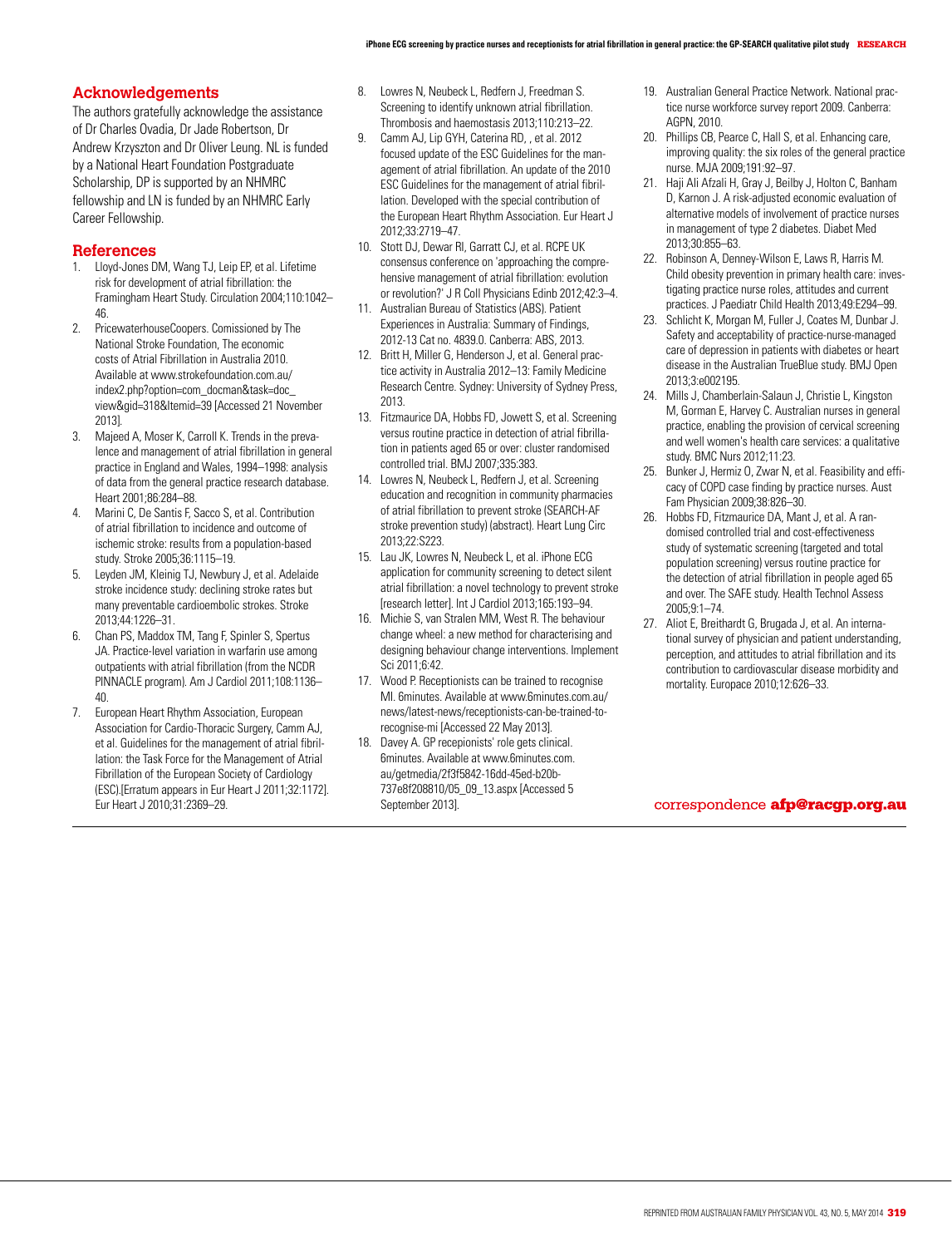## Acknowledgements

The authors gratefully acknowledge the assistance of Dr Charles Ovadia, Dr Jade Robertson, Dr Andrew Krzyszton and Dr Oliver Leung. NL is funded by a National Heart Foundation Postgraduate Scholarship, DP is supported by an NHMRC fellowship and LN is funded by an NHMRC Early Career Fellowship.

## References

1. Lloyd-Jones DM, Wang TJ, Leip EP, et al. Lifetime risk for development of atrial fibrillation: the Framingham Heart Study. Circulation 2004;110:1042–46.
2. PricewaterhouseCoopers. Comissioned by The National Stroke Foundation, The economic costs of Atrial Fibrillation in Australia 2010. Available at www.strokefoundation.com.au/index2.php?option=com_docman&task=doc_view&gid=318&Itemid=39 [Accessed 21 November 2013].
3. Majeed A, Moser K, Carroll K. Trends in the prevalence and management of atrial fibrillation in general practice in England and Wales, 1994–1998: analysis of data from the general practice research database. Heart 2001;86:284–88.
4. Marini C, De Santis F, Sacco S, et al. Contribution of atrial fibrillation to incidence and outcome of ischemic stroke: results from a population-based study. Stroke 2005;36:1115–19.
5. Leyden JM, Kleinig TJ, Newbury J, et al. Adelaide stroke incidence study: declining stroke rates but many preventable cardioembolic strokes. Stroke 2013;44:1226–31.
6. Chan PS, Maddox TM, Tang F, Spinler S, Spertus JA. Practice-level variation in warfarin use among outpatients with atrial fibrillation (from the NCDR PINNACLE program). Am J Cardiol 2011;108:1136–40.
7. European Heart Rhythm Association, European Association for Cardio-Thoracic Surgery, Camm AJ, et al. Guidelines for the management of atrial fibrillation. the Task Force for the Management of Atrial Fibrillation of the European Society of Cardiology (ESC).[Erratum appears in Eur Heart J 2011;32:1172]. Eur Heart J 2010;31:2369–29.
8. Lowres N, Neubeck L, Redfern J, Freedman S. Screening to identify unknown atrial fibrillation. Thrombosis and haemostasis 2013;110:213–22.
9. Camm AJ, Lip GYH, Caterina RD, , et al. 2012 focused update of the ESC Guidelines for the management of atrial fibrillation. An update of the 2010 ESC Guidelines for the management of atrial fibrillation. Developed with the special contribution of the European Heart Rhythm Association. Eur Heart J 2012;33:2719–47.
10. Stott DJ, Dewar RI, Garratt CJ, et al. RCPE UK consensus conference on 'approaching the comprehensive management of atrial fibrillation: evolution or revolution?' J R Coll Physicians Edinb 2012;42:3–4.
11. Australian Bureau of Statistics (ABS). Patient Experiences in Australia: Summary of Findings, 2012-13 Cat no. 4839.0. Canberra: ABS, 2013.
12. Britt H, Miller G, Henderson J, et al. General practice activity in Australia 2012–13: Family Medicine Research Centre. Sydney: University of Sydney Press, 2013.
13. Fitzmaurice DA, Hobbs FD, Jowett S, et al. Screening versus routine practice in detection of atrial fibrillation in patients aged 65 or over: cluster randomised controlled trial. BMJ 2007;335:383.
14. Lowres N, Neubeck L, Redfern J, et al. Screening education and recognition in community pharmacies of atrial fibrillation to prevent stroke (SEARCH-AF stroke prevention study) (abstract). Heart Lung Circ 2013;22:S223.
15. Lau JK, Lowres N, Neubeck L, et al. iPhone ECG application for community screening to detect silent atrial fibrillation: a novel technology to prevent stroke [research letter]. Int J Cardiol 2013;165:193–94.
16. Michie S, van Stralen MM, West R. The behaviour change wheel: a new method for characterising and designing behaviour change interventions. Implement Sci 2011;6:42.
17. Wood P. Receptionists can be trained to recognise MI. 6minutes. Available at www.6minutes.com.au/news/latest-news/receptionists-can-be-trained-to-recognise-mi [Accessed 22 May 2013].
18. Davey A. GP recepionists' role gets clinical. 6minutes. Available at www.6minutes.com.au/getmedia/2f3f5842-16dd-45ed-b20b-737e8f208810/05_09_13.aspx [Accessed 5 September 2013].
19. Australian General Practice Network. National practice nurse workforce survey report 2009. Canberra: AGPN, 2010.
20. Phillips CB, Pearce C, Hall S, et al. Enhancing care, improving quality: the six roles of the general practice nurse. MJA 2009;191:92–97.
21. Haji Ali Afzali H, Gray J, Beilby J, Holton C, Banham D, Karnon J. A risk-adjusted economic evaluation of alternative models of involvement of practice nurses in management of type 2 diabetes. Diabet Med 2013;30:855–63.
22. Robinson A, Denney-Wilson E, Laws R, Harris M. Child obesity prevention in primary health care: investigating practice nurse roles, attitudes and current practices. J Paediatr Child Health 2013;49:E294–99.
23. Schlicht K, Morgan M, Fuller J, Coates M, Dunbar J. Safety and acceptability of practice-nurse-managed care of depression in patients with diabetes or heart disease in the Australian TrueBlue study. BMJ Open 2013;3:e002195.
24. Mills J, Chamberlain-Salaun J, Christie L, Kingston M, Gorman E, Harvey C. Australian nurses in general practice, enabling the provision of cervical screening and well women's health care services: a qualitative study. BMC Nurs 2012;11:23.
25. Bunker J, Hermiz O, Zwar N, et al. Feasibility and efficacy of COPD case finding by practice nurses. Aust Fam Physician 2009;38:826–30.
26. Hobbs FD, Fitzmaurice DA, Mant J, et al. A randomised controlled trial and cost-effectiveness study of systematic screening (targeted and total population screening) versus routine practice for the detection of atrial fibrillation in people aged 65 and over. The SAFE study. Health Technol Assess 2005;9:1–74.
27. Aliot E, Breithardt G, Brugada J, et al. An international survey of physician and patient understanding, perception, and attitudes to atrial fibrillation and its contribution to cardiovascular disease morbidity and mortality. Europace 2010;12:626–33.

correspondence **afp@racgp.org.au**